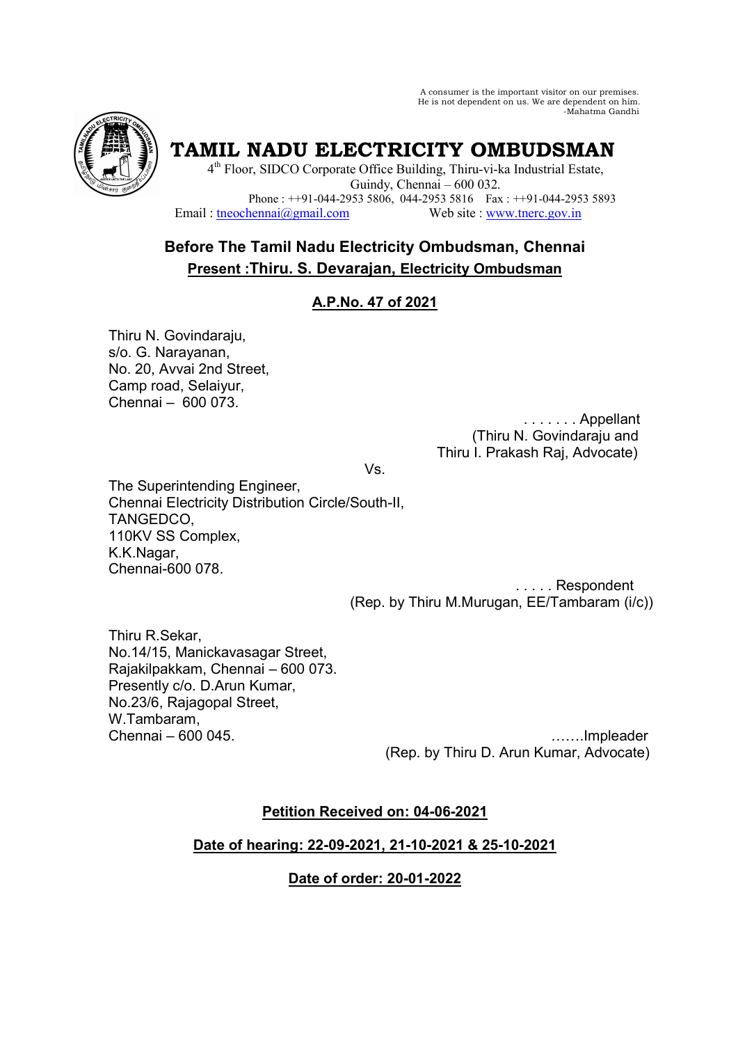A consumer is the important visitor on our premises.
He is not dependent on us. We are dependent on him.
-Mahatma Gandhi

# TAMIL NADU ELECTRICITY OMBUDSMAN

4th Floor, SIDCO Corporate Office Building, Thiru-vi-ka Industrial Estate,
Guindy, Chennai – 600 032.
Phone : ++91-044-2953 5806, 044-2953 5816 Fax : ++91-044-2953 5893
Email : tneochennai@gmail.com Web site : www.tnerc.gov.in

## Before The Tamil Nadu Electricity Ombudsman, Chennai

**Present : Thiru. S. Devarajan, Electricity Ombudsman**

**A.P.No. 47 of 2021**

Thiru N. Govindaraju,
s/o. G. Narayanan,
No. 20, Avvai 2nd Street,
Camp road, Selaiyur,
Chennai – 600 073.

. . . . . . . Appellant
(Thiru N. Govindaraju and
Thiru I. Prakash Raj, Advocate)

Vs.

The Superintending Engineer,
Chennai Electricity Distribution Circle/South-II,
TANGEDCO,
110KV SS Complex,
K.K.Nagar,
Chennai-600 078.

. . . . . Respondent
(Rep. by Thiru M.Murugan, EE/Tambaram (i/c))

Thiru R.Sekar,
No.14/15, Manickavasagar Street,
Rajakilpakkam, Chennai – 600 073.
Presently c/o. D.Arun Kumar,
No.23/6, Rajagopal Street,
W.Tambaram,
Chennai – 600 045.

…….Impleader
(Rep. by Thiru D. Arun Kumar, Advocate)

**Petition Received on: 04-06-2021**

**Date of hearing: 22-09-2021, 21-10-2021 & 25-10-2021**

**Date of order: 20-01-2022**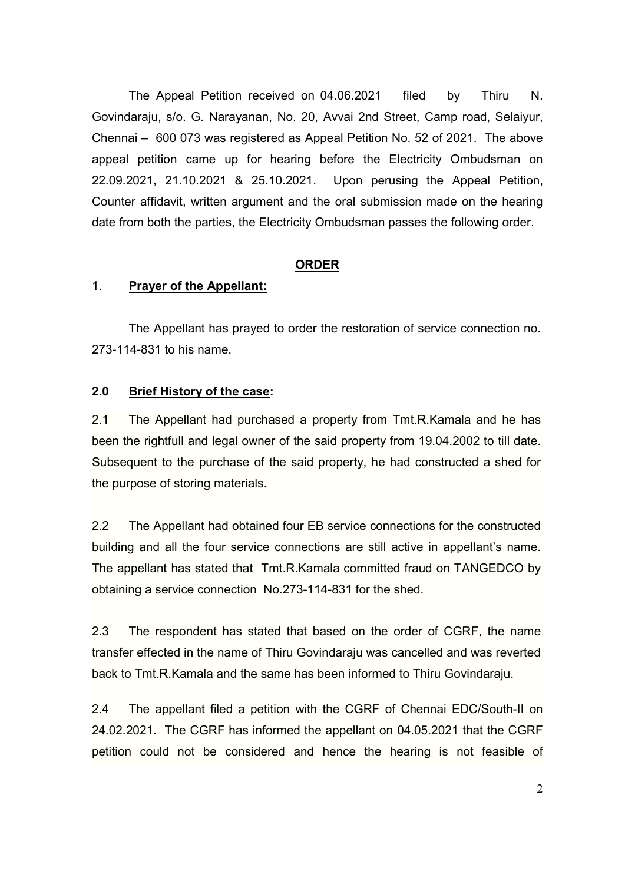The Appeal Petition received on 04.06.2021 filed by Thiru N. Govindaraju, s/o. G. Narayanan, No. 20, Avvai 2nd Street, Camp road, Selaiyur, Chennai – 600 073 was registered as Appeal Petition No. 52 of 2021. The above appeal petition came up for hearing before the Electricity Ombudsman on 22.09.2021, 21.10.2021 & 25.10.2021. Upon perusing the Appeal Petition, Counter affidavit, written argument and the oral submission made on the hearing date from both the parties, the Electricity Ombudsman passes the following order.

**ORDER**

1. **Prayer of the Appellant:**

The Appellant has prayed to order the restoration of service connection no. 273-114-831 to his name.

**2.0 Brief History of the case:**

2.1 The Appellant had purchased a property from Tmt.R.Kamala and he has been the rightfull and legal owner of the said property from 19.04.2002 to till date. Subsequent to the purchase of the said property, he had constructed a shed for the purpose of storing materials.

2.2 The Appellant had obtained four EB service connections for the constructed building and all the four service connections are still active in appellant's name. The appellant has stated that Tmt.R.Kamala committed fraud on TANGEDCO by obtaining a service connection No.273-114-831 for the shed.

2.3 The respondent has stated that based on the order of CGRF, the name transfer effected in the name of Thiru Govindaraju was cancelled and was reverted back to Tmt.R.Kamala and the same has been informed to Thiru Govindaraju.

2.4 The appellant filed a petition with the CGRF of Chennai EDC/South-II on 24.02.2021. The CGRF has informed the appellant on 04.05.2021 that the CGRF petition could not be considered and hence the hearing is not feasible of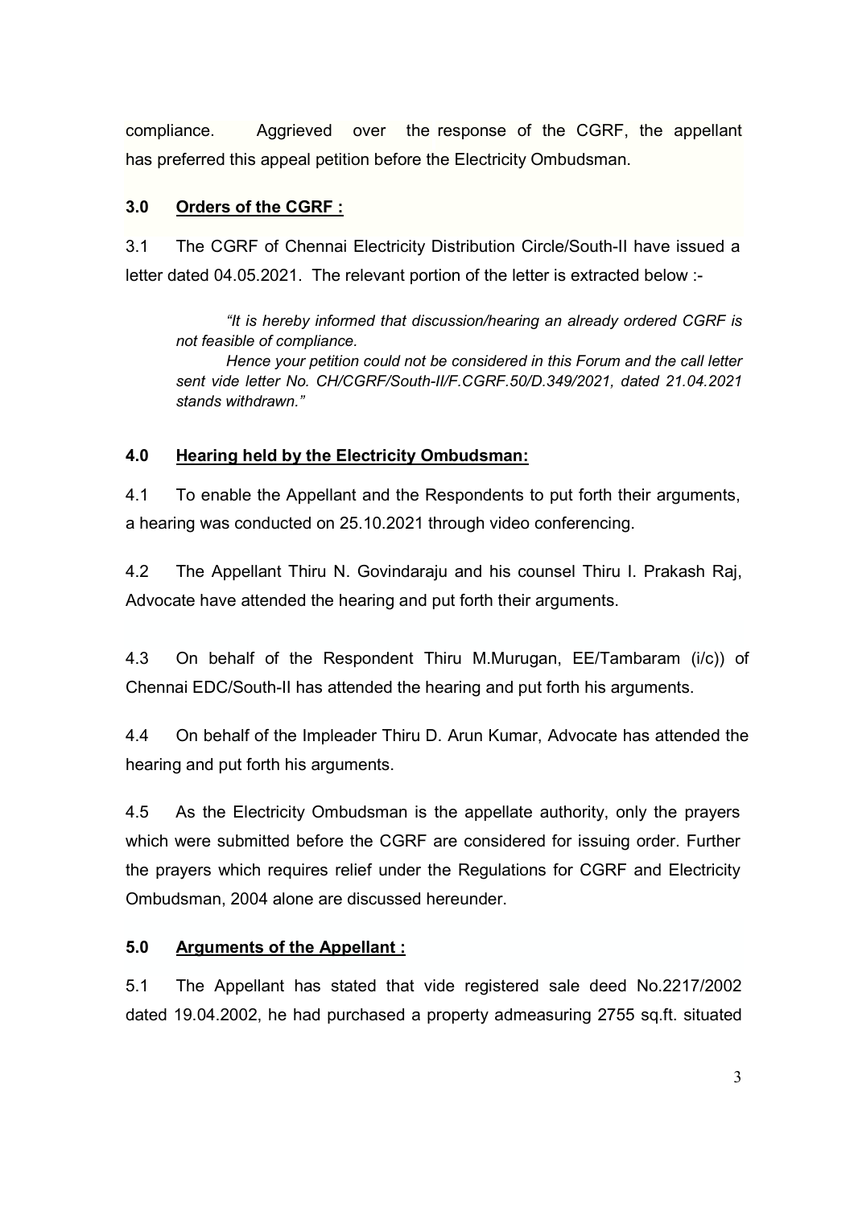compliance. Aggrieved over the response of the CGRF, the appellant has preferred this appeal petition before the Electricity Ombudsman.

## 3.0 Orders of the CGRF :

3.1 The CGRF of Chennai Electricity Distribution Circle/South-II have issued a letter dated 04.05.2021. The relevant portion of the letter is extracted below :-

> *"It is hereby informed that discussion/hearing an already ordered CGRF is not feasible of compliance.*
>
> *Hence your petition could not be considered in this Forum and the call letter sent vide letter No. CH/CGRF/South-II/F.CGRF.50/D.349/2021, dated 21.04.2021 stands withdrawn."*

## 4.0 Hearing held by the Electricity Ombudsman:

4.1 To enable the Appellant and the Respondents to put forth their arguments, a hearing was conducted on 25.10.2021 through video conferencing.

4.2 The Appellant Thiru N. Govindaraju and his counsel Thiru I. Prakash Raj, Advocate have attended the hearing and put forth their arguments.

4.3 On behalf of the Respondent Thiru M.Murugan, EE/Tambaram (i/c)) of Chennai EDC/South-II has attended the hearing and put forth his arguments.

4.4 On behalf of the Impleader Thiru D. Arun Kumar, Advocate has attended the hearing and put forth his arguments.

4.5 As the Electricity Ombudsman is the appellate authority, only the prayers which were submitted before the CGRF are considered for issuing order. Further the prayers which requires relief under the Regulations for CGRF and Electricity Ombudsman, 2004 alone are discussed hereunder.

## 5.0 Arguments of the Appellant :

5.1 The Appellant has stated that vide registered sale deed No.2217/2002 dated 19.04.2002, he had purchased a property admeasuring 2755 sq.ft. situated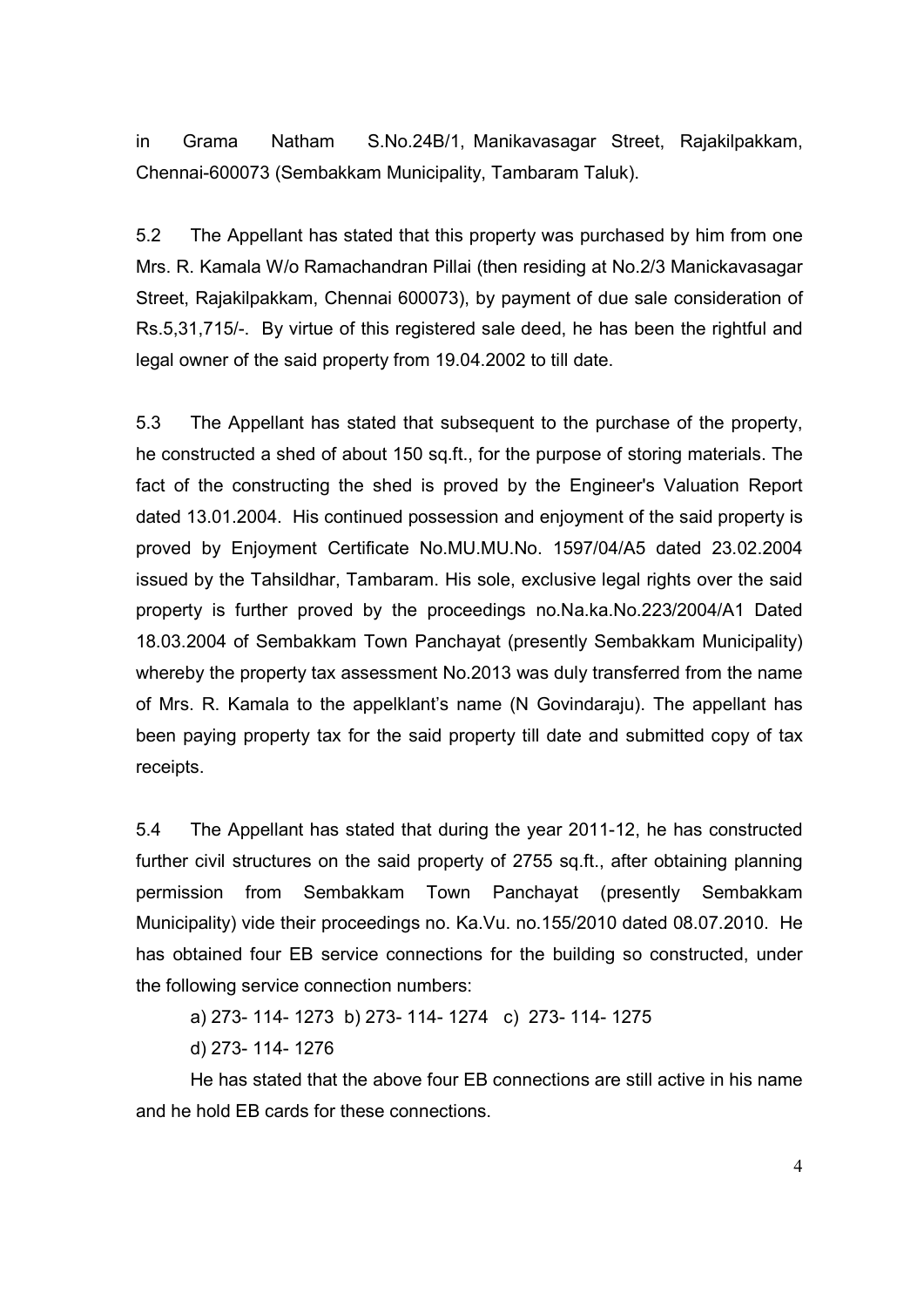in Grama Natham S.No.24B/1, Manikavasagar Street, Rajakilpakkam, Chennai-600073 (Sembakkam Municipality, Tambaram Taluk).

5.2 The Appellant has stated that this property was purchased by him from one Mrs. R. Kamala W/o Ramachandran Pillai (then residing at No.2/3 Manickavasagar Street, Rajakilpakkam, Chennai 600073), by payment of due sale consideration of Rs.5,31,715/-. By virtue of this registered sale deed, he has been the rightful and legal owner of the said property from 19.04.2002 to till date.

5.3 The Appellant has stated that subsequent to the purchase of the property, he constructed a shed of about 150 sq.ft., for the purpose of storing materials. The fact of the constructing the shed is proved by the Engineer's Valuation Report dated 13.01.2004. His continued possession and enjoyment of the said property is proved by Enjoyment Certificate No.MU.MU.No. 1597/04/A5 dated 23.02.2004 issued by the Tahsildhar, Tambaram. His sole, exclusive legal rights over the said property is further proved by the proceedings no.Na.ka.No.223/2004/A1 Dated 18.03.2004 of Sembakkam Town Panchayat (presently Sembakkam Municipality) whereby the property tax assessment No.2013 was duly transferred from the name of Mrs. R. Kamala to the appelklant's name (N Govindaraju). The appellant has been paying property tax for the said property till date and submitted copy of tax receipts.

5.4 The Appellant has stated that during the year 2011-12, he has constructed further civil structures on the said property of 2755 sq.ft., after obtaining planning permission from Sembakkam Town Panchayat (presently Sembakkam Municipality) vide their proceedings no. Ka.Vu. no.155/2010 dated 08.07.2010. He has obtained four EB service connections for the building so constructed, under the following service connection numbers:

a) 273- 114- 1273 b) 273- 114- 1274 c) 273- 114- 1275

d) 273- 114- 1276

He has stated that the above four EB connections are still active in his name and he hold EB cards for these connections.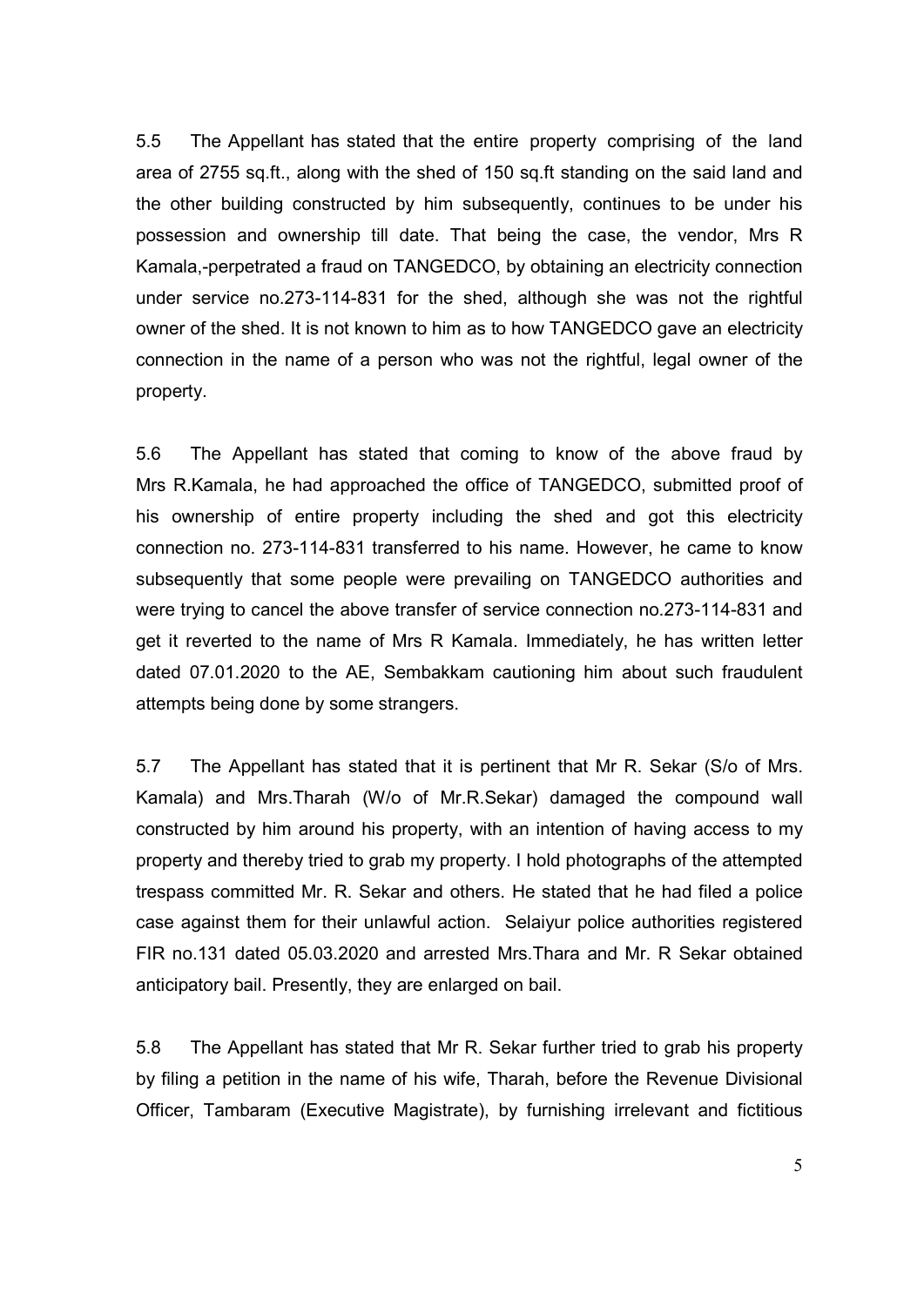5.5 The Appellant has stated that the entire property comprising of the land area of 2755 sq.ft., along with the shed of 150 sq.ft standing on the said land and the other building constructed by him subsequently, continues to be under his possession and ownership till date. That being the case, the vendor, Mrs R Kamala,-perpetrated a fraud on TANGEDCO, by obtaining an electricity connection under service no.273-114-831 for the shed, although she was not the rightful owner of the shed. It is not known to him as to how TANGEDCO gave an electricity connection in the name of a person who was not the rightful, legal owner of the property.

5.6 The Appellant has stated that coming to know of the above fraud by Mrs R.Kamala, he had approached the office of TANGEDCO, submitted proof of his ownership of entire property including the shed and got this electricity connection no. 273-114-831 transferred to his name. However, he came to know subsequently that some people were prevailing on TANGEDCO authorities and were trying to cancel the above transfer of service connection no.273-114-831 and get it reverted to the name of Mrs R Kamala. Immediately, he has written letter dated 07.01.2020 to the AE, Sembakkam cautioning him about such fraudulent attempts being done by some strangers.

5.7 The Appellant has stated that it is pertinent that Mr R. Sekar (S/o of Mrs. Kamala) and Mrs.Tharah (W/o of Mr.R.Sekar) damaged the compound wall constructed by him around his property, with an intention of having access to my property and thereby tried to grab my property. I hold photographs of the attempted trespass committed Mr. R. Sekar and others. He stated that he had filed a police case against them for their unlawful action. Selaiyur police authorities registered FIR no.131 dated 05.03.2020 and arrested Mrs.Thara and Mr. R Sekar obtained anticipatory bail. Presently, they are enlarged on bail.

5.8 The Appellant has stated that Mr R. Sekar further tried to grab his property by filing a petition in the name of his wife, Tharah, before the Revenue Divisional Officer, Tambaram (Executive Magistrate), by furnishing irrelevant and fictitious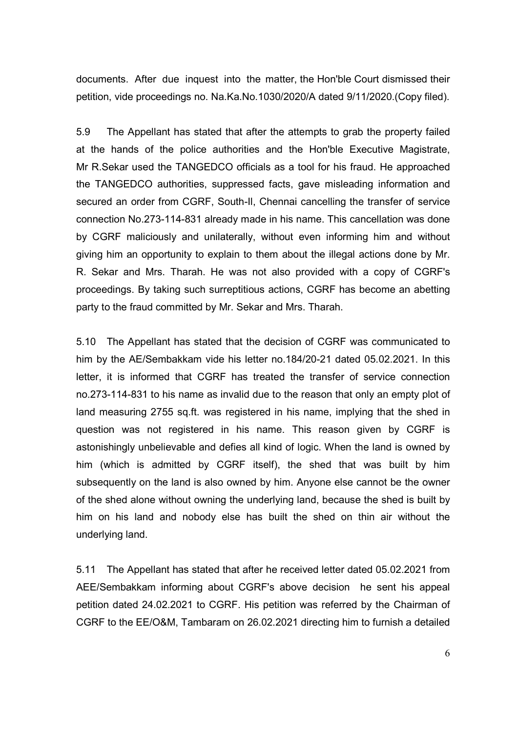documents. After due inquest into the matter, the Hon'ble Court dismissed their petition, vide proceedings no. Na.Ka.No.1030/2020/A dated 9/11/2020.(Copy filed).

5.9 The Appellant has stated that after the attempts to grab the property failed at the hands of the police authorities and the Hon'ble Executive Magistrate, Mr R.Sekar used the TANGEDCO officials as a tool for his fraud. He approached the TANGEDCO authorities, suppressed facts, gave misleading information and secured an order from CGRF, South-II, Chennai cancelling the transfer of service connection No.273-114-831 already made in his name. This cancellation was done by CGRF maliciously and unilaterally, without even informing him and without giving him an opportunity to explain to them about the illegal actions done by Mr. R. Sekar and Mrs. Tharah. He was not also provided with a copy of CGRF's proceedings. By taking such surreptitious actions, CGRF has become an abetting party to the fraud committed by Mr. Sekar and Mrs. Tharah.

5.10 The Appellant has stated that the decision of CGRF was communicated to him by the AE/Sembakkam vide his letter no.184/20-21 dated 05.02.2021. In this letter, it is informed that CGRF has treated the transfer of service connection no.273-114-831 to his name as invalid due to the reason that only an empty plot of land measuring 2755 sq.ft. was registered in his name, implying that the shed in question was not registered in his name. This reason given by CGRF is astonishingly unbelievable and defies all kind of logic. When the land is owned by him (which is admitted by CGRF itself), the shed that was built by him subsequently on the land is also owned by him. Anyone else cannot be the owner of the shed alone without owning the underlying land, because the shed is built by him on his land and nobody else has built the shed on thin air without the underlying land.

5.11 The Appellant has stated that after he received letter dated 05.02.2021 from AEE/Sembakkam informing about CGRF's above decision he sent his appeal petition dated 24.02.2021 to CGRF. His petition was referred by the Chairman of CGRF to the EE/O&M, Tambaram on 26.02.2021 directing him to furnish a detailed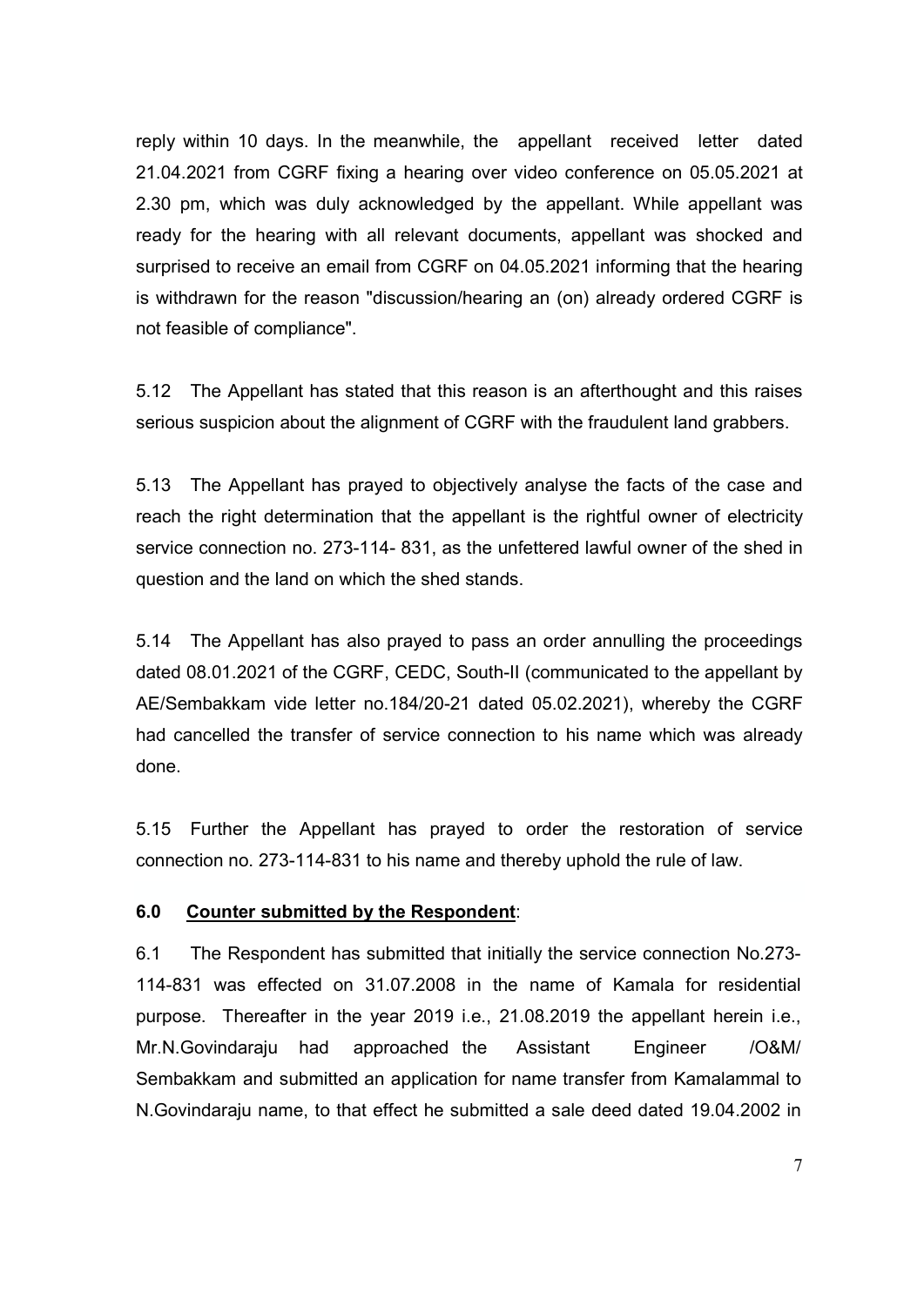reply within 10 days. In the meanwhile, the appellant received letter dated 21.04.2021 from CGRF fixing a hearing over video conference on 05.05.2021 at 2.30 pm, which was duly acknowledged by the appellant. While appellant was ready for the hearing with all relevant documents, appellant was shocked and surprised to receive an email from CGRF on 04.05.2021 informing that the hearing is withdrawn for the reason "discussion/hearing an (on) already ordered CGRF is not feasible of compliance".

5.12 The Appellant has stated that this reason is an afterthought and this raises serious suspicion about the alignment of CGRF with the fraudulent land grabbers.

5.13 The Appellant has prayed to objectively analyse the facts of the case and reach the right determination that the appellant is the rightful owner of electricity service connection no. 273-114- 831, as the unfettered lawful owner of the shed in question and the land on which the shed stands.

5.14 The Appellant has also prayed to pass an order annulling the proceedings dated 08.01.2021 of the CGRF, CEDC, South-II (communicated to the appellant by AE/Sembakkam vide letter no.184/20-21 dated 05.02.2021), whereby the CGRF had cancelled the transfer of service connection to his name which was already done.

5.15 Further the Appellant has prayed to order the restoration of service connection no. 273-114-831 to his name and thereby uphold the rule of law.

**6.0 <u>Counter submitted by the Respondent</u>:**

6.1 The Respondent has submitted that initially the service connection No.273-114-831 was effected on 31.07.2008 in the name of Kamala for residential purpose. Thereafter in the year 2019 i.e., 21.08.2019 the appellant herein i.e., Mr.N.Govindaraju had approached the Assistant Engineer /O&M/ Sembakkam and submitted an application for name transfer from Kamalammal to N.Govindaraju name, to that effect he submitted a sale deed dated 19.04.2002 in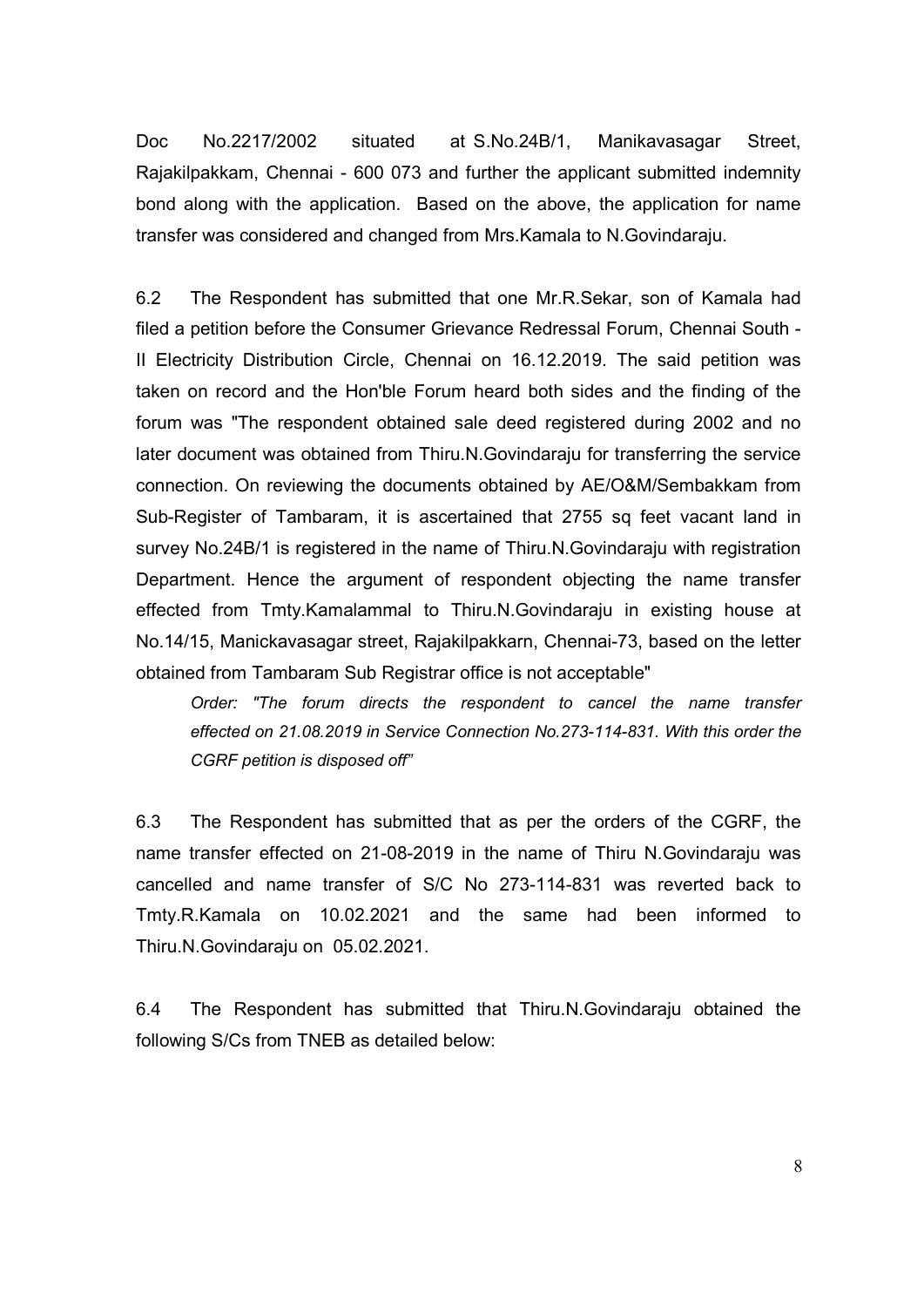Doc No.2217/2002 situated at S.No.24B/1, Manikavasagar Street, Rajakilpakkam, Chennai - 600 073 and further the applicant submitted indemnity bond along with the application. Based on the above, the application for name transfer was considered and changed from Mrs.Kamala to N.Govindaraju.

6.2 The Respondent has submitted that one Mr.R.Sekar, son of Kamala had filed a petition before the Consumer Grievance Redressal Forum, Chennai South - II Electricity Distribution Circle, Chennai on 16.12.2019. The said petition was taken on record and the Hon'ble Forum heard both sides and the finding of the forum was "The respondent obtained sale deed registered during 2002 and no later document was obtained from Thiru.N.Govindaraju for transferring the service connection. On reviewing the documents obtained by AE/O&M/Sembakkam from Sub-Register of Tambaram, it is ascertained that 2755 sq feet vacant land in survey No.24B/1 is registered in the name of Thiru.N.Govindaraju with registration Department. Hence the argument of respondent objecting the name transfer effected from Tmty.Kamalammal to Thiru.N.Govindaraju in existing house at No.14/15, Manickavasagar street, Rajakilpakkarn, Chennai-73, based on the letter obtained from Tambaram Sub Registrar office is not acceptable"

> *Order: "The forum directs the respondent to cancel the name transfer effected on 21.08.2019 in Service Connection No.273-114-831. With this order the CGRF petition is disposed off"*

6.3 The Respondent has submitted that as per the orders of the CGRF, the name transfer effected on 21-08-2019 in the name of Thiru N.Govindaraju was cancelled and name transfer of S/C No 273-114-831 was reverted back to Tmty.R.Kamala on 10.02.2021 and the same had been informed to Thiru.N.Govindaraju on 05.02.2021.

6.4 The Respondent has submitted that Thiru.N.Govindaraju obtained the following S/Cs from TNEB as detailed below: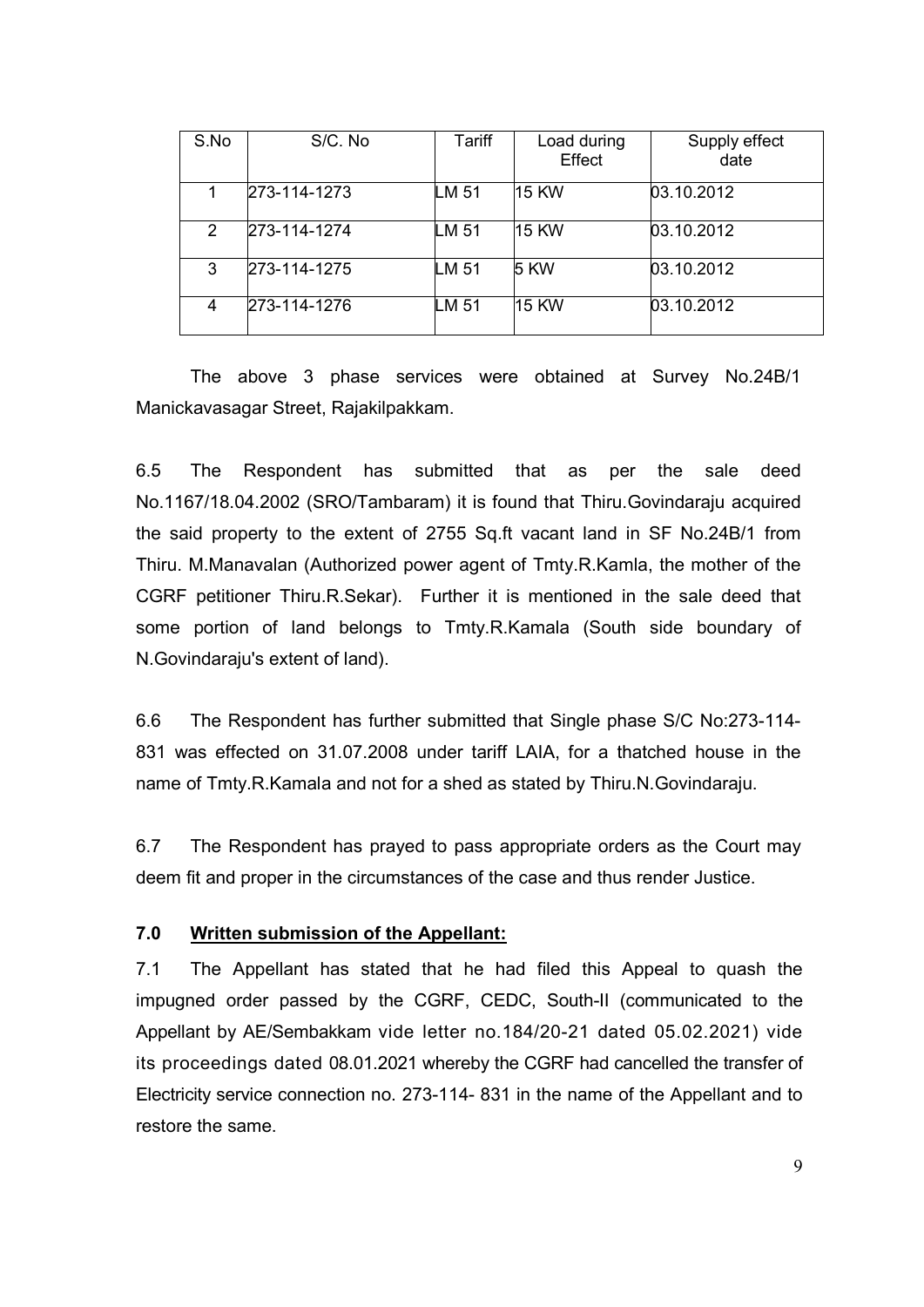| S.No | S/C. No | Tariff | Load during Effect | Supply effect date |
|---|---|---|---|---|
| 1 | 273-114-1273 | LM 51 | 15 KW | 03.10.2012 |
| 2 | 273-114-1274 | LM 51 | 15 KW | 03.10.2012 |
| 3 | 273-114-1275 | LM 51 | 5 KW | 03.10.2012 |
| 4 | 273-114-1276 | LM 51 | 15 KW | 03.10.2012 |

The above 3 phase services were obtained at Survey No.24B/1 Manickavasagar Street, Rajakilpakkam.

6.5 The Respondent has submitted that as per the sale deed No.1167/18.04.2002 (SRO/Tambaram) it is found that Thiru.Govindaraju acquired the said property to the extent of 2755 Sq.ft vacant land in SF No.24B/1 from Thiru. M.Manavalan (Authorized power agent of Tmty.R.Kamla, the mother of the CGRF petitioner Thiru.R.Sekar). Further it is mentioned in the sale deed that some portion of land belongs to Tmty.R.Kamala (South side boundary of N.Govindaraju's extent of land).

6.6 The Respondent has further submitted that Single phase S/C No:273-114-831 was effected on 31.07.2008 under tariff LAIA, for a thatched house in the name of Tmty.R.Kamala and not for a shed as stated by Thiru.N.Govindaraju.

6.7 The Respondent has prayed to pass appropriate orders as the Court may deem fit and proper in the circumstances of the case and thus render Justice.

**7.0 Written submission of the Appellant:**

7.1 The Appellant has stated that he had filed this Appeal to quash the impugned order passed by the CGRF, CEDC, South-II (communicated to the Appellant by AE/Sembakkam vide letter no.184/20-21 dated 05.02.2021) vide its proceedings dated 08.01.2021 whereby the CGRF had cancelled the transfer of Electricity service connection no. 273-114- 831 in the name of the Appellant and to restore the same.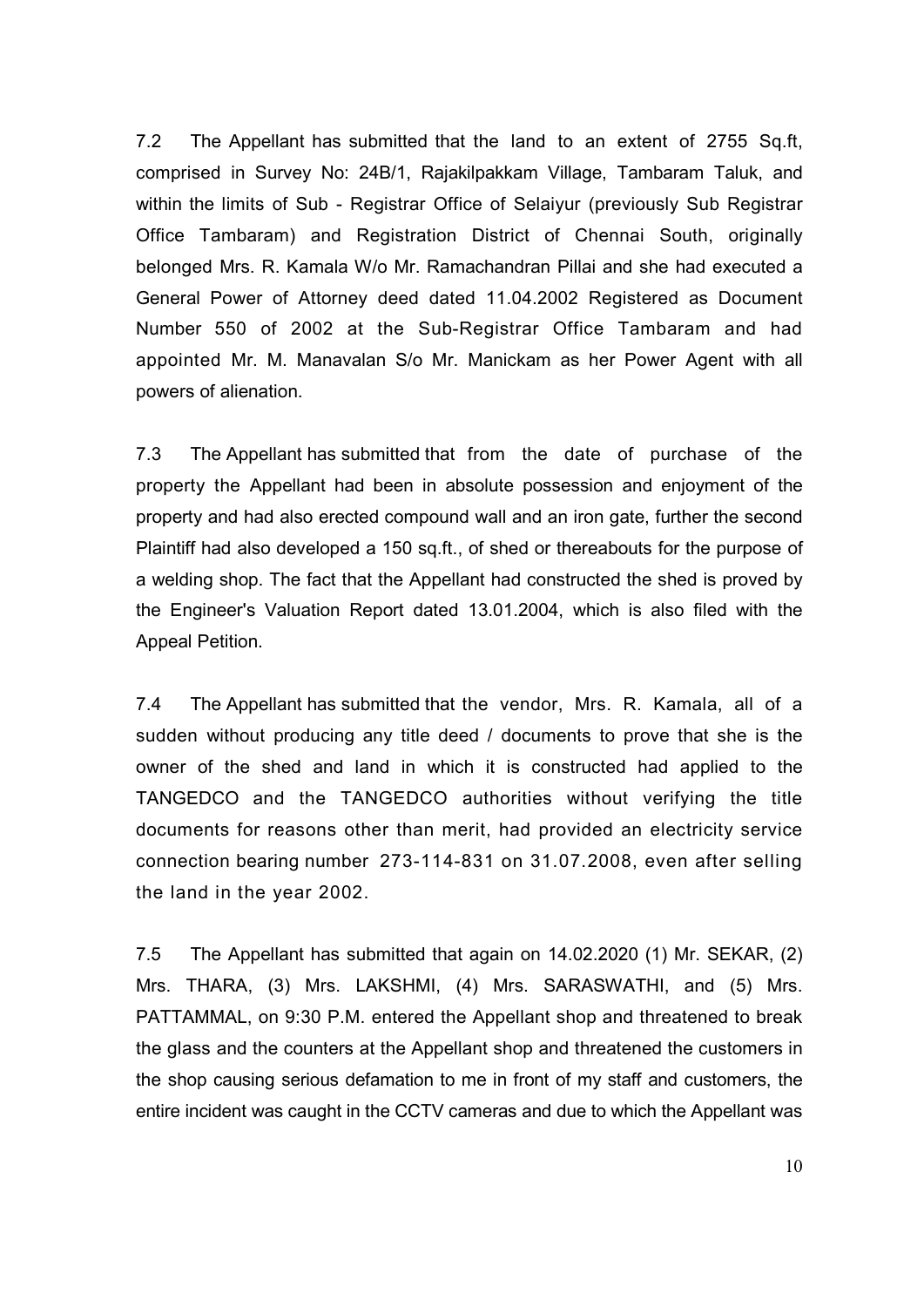7.2 The Appellant has submitted that the land to an extent of 2755 Sq.ft, comprised in Survey No: 24B/1, Rajakilpakkam Village, Tambaram Taluk, and within the limits of Sub - Registrar Office of Selaiyur (previously Sub Registrar Office Tambaram) and Registration District of Chennai South, originally belonged Mrs. R. Kamala W/o Mr. Ramachandran Pillai and she had executed a General Power of Attorney deed dated 11.04.2002 Registered as Document Number 550 of 2002 at the Sub-Registrar Office Tambaram and had appointed Mr. M. Manavalan S/o Mr. Manickam as her Power Agent with all powers of alienation.

7.3 The Appellant has submitted that from the date of purchase of the property the Appellant had been in absolute possession and enjoyment of the property and had also erected compound wall and an iron gate, further the second Plaintiff had also developed a 150 sq.ft., of shed or thereabouts for the purpose of a welding shop. The fact that the Appellant had constructed the shed is proved by the Engineer's Valuation Report dated 13.01.2004, which is also filed with the Appeal Petition.

7.4 The Appellant has submitted that the vendor, Mrs. R. Kamala, all of a sudden without producing any title deed / documents to prove that she is the owner of the shed and land in which it is constructed had applied to the TANGEDCO and the TANGEDCO authorities without verifying the title documents for reasons other than merit, had provided an electricity service connection bearing number 273-114-831 on 31.07.2008, even after selling the land in the year 2002.

7.5 The Appellant has submitted that again on 14.02.2020 (1) Mr. SEKAR, (2) Mrs. THARA, (3) Mrs. LAKSHMI, (4) Mrs. SARASWATHI, and (5) Mrs. PATTAMMAL, on 9:30 P.M. entered the Appellant shop and threatened to break the glass and the counters at the Appellant shop and threatened the customers in the shop causing serious defamation to me in front of my staff and customers, the entire incident was caught in the CCTV cameras and due to which the Appellant was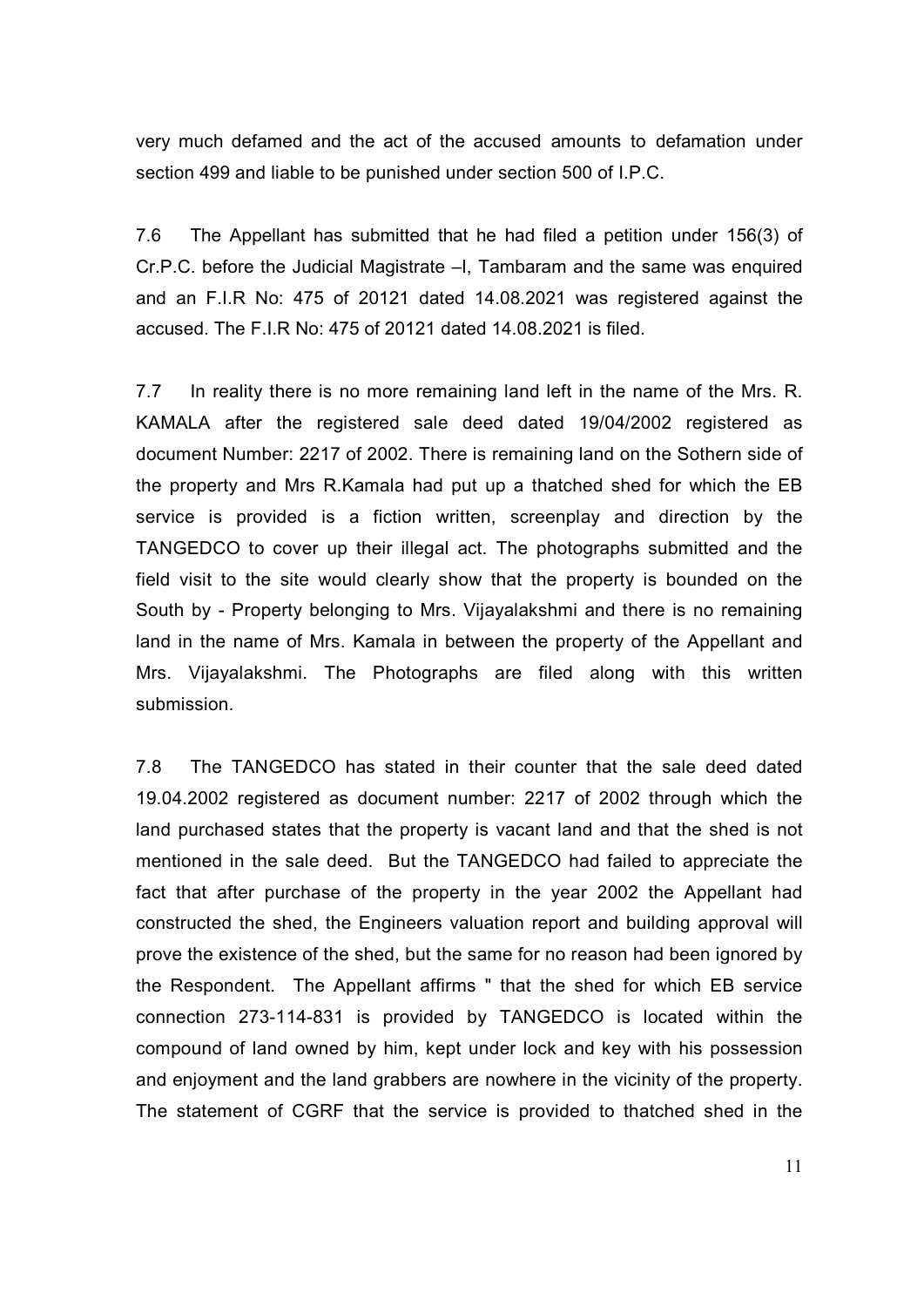very much defamed and the act of the accused amounts to defamation under section 499 and liable to be punished under section 500 of I.P.C.

7.6 The Appellant has submitted that he had filed a petition under 156(3) of Cr.P.C. before the Judicial Magistrate –I, Tambaram and the same was enquired and an F.I.R No: 475 of 20121 dated 14.08.2021 was registered against the accused. The F.I.R No: 475 of 20121 dated 14.08.2021 is filed.

7.7 In reality there is no more remaining land left in the name of the Mrs. R. KAMALA after the registered sale deed dated 19/04/2002 registered as document Number: 2217 of 2002. There is remaining land on the Sothern side of the property and Mrs R.Kamala had put up a thatched shed for which the EB service is provided is a fiction written, screenplay and direction by the TANGEDCO to cover up their illegal act. The photographs submitted and the field visit to the site would clearly show that the property is bounded on the South by - Property belonging to Mrs. Vijayalakshmi and there is no remaining land in the name of Mrs. Kamala in between the property of the Appellant and Mrs. Vijayalakshmi. The Photographs are filed along with this written submission.

7.8 The TANGEDCO has stated in their counter that the sale deed dated 19.04.2002 registered as document number: 2217 of 2002 through which the land purchased states that the property is vacant land and that the shed is not mentioned in the sale deed. But the TANGEDCO had failed to appreciate the fact that after purchase of the property in the year 2002 the Appellant had constructed the shed, the Engineers valuation report and building approval will prove the existence of the shed, but the same for no reason had been ignored by the Respondent. The Appellant affirms " that the shed for which EB service connection 273-114-831 is provided by TANGEDCO is located within the compound of land owned by him, kept under lock and key with his possession and enjoyment and the land grabbers are nowhere in the vicinity of the property. The statement of CGRF that the service is provided to thatched shed in the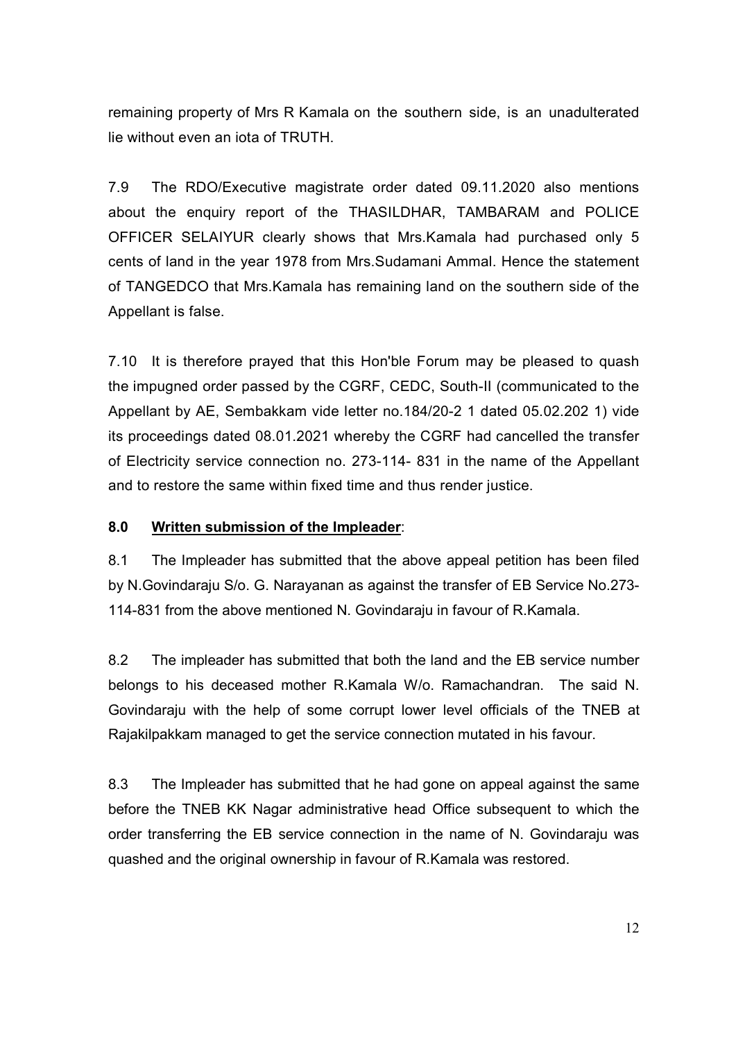remaining property of Mrs R Kamala on the southern side, is an unadulterated lie without even an iota of TRUTH.

7.9 The RDO/Executive magistrate order dated 09.11.2020 also mentions about the enquiry report of the THASILDHAR, TAMBARAM and POLICE OFFICER SELAIYUR clearly shows that Mrs.Kamala had purchased only 5 cents of land in the year 1978 from Mrs.Sudamani Ammal. Hence the statement of TANGEDCO that Mrs.Kamala has remaining land on the southern side of the Appellant is false.

7.10 It is therefore prayed that this Hon'ble Forum may be pleased to quash the impugned order passed by the CGRF, CEDC, South-II (communicated to the Appellant by AE, Sembakkam vide letter no.184/20-2 1 dated 05.02.202 1) vide its proceedings dated 08.01.2021 whereby the CGRF had cancelled the transfer of Electricity service connection no. 273-114- 831 in the name of the Appellant and to restore the same within fixed time and thus render justice.

**8.0 <u>Written submission of the Impleader</u>**:

8.1 The Impleader has submitted that the above appeal petition has been filed by N.Govindaraju S/o. G. Narayanan as against the transfer of EB Service No.273-114-831 from the above mentioned N. Govindaraju in favour of R.Kamala.

8.2 The impleader has submitted that both the land and the EB service number belongs to his deceased mother R.Kamala W/o. Ramachandran. The said N. Govindaraju with the help of some corrupt lower level officials of the TNEB at Rajakilpakkam managed to get the service connection mutated in his favour.

8.3 The Impleader has submitted that he had gone on appeal against the same before the TNEB KK Nagar administrative head Office subsequent to which the order transferring the EB service connection in the name of N. Govindaraju was quashed and the original ownership in favour of R.Kamala was restored.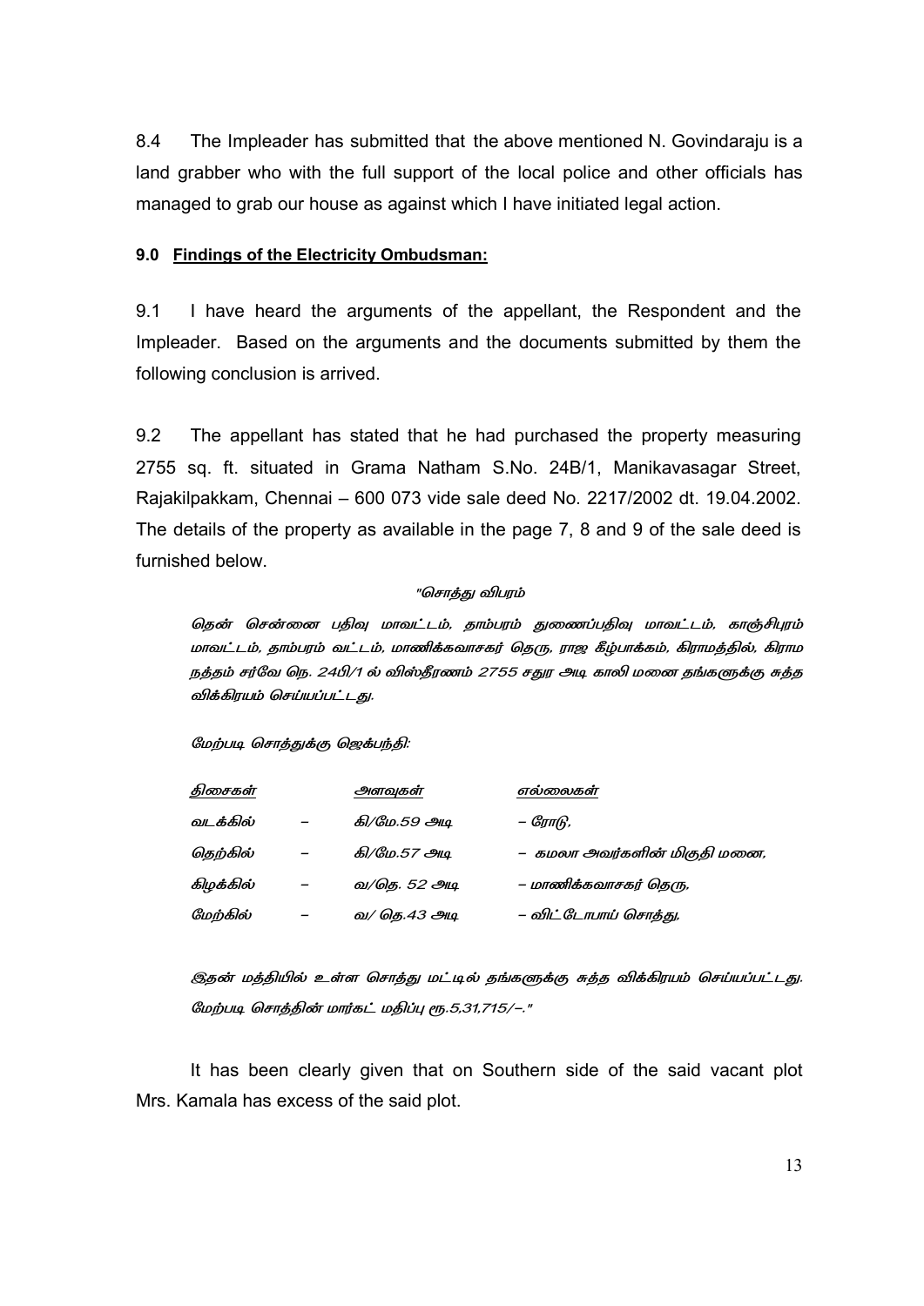8.4 The Impleader has submitted that the above mentioned N. Govindaraju is a land grabber who with the full support of the local police and other officials has managed to grab our house as against which I have initiated legal action.

### 9.0 Findings of the Electricity Ombudsman:

9.1 I have heard the arguments of the appellant, the Respondent and the Impleader. Based on the arguments and the documents submitted by them the following conclusion is arrived.

9.2 The appellant has stated that he had purchased the property measuring 2755 sq. ft. situated in Grama Natham S.No. 24B/1, Manikavasagar Street, Rajakilpakkam, Chennai – 600 073 vide sale deed No. 2217/2002 dt. 19.04.2002. The details of the property as available in the page 7, 8 and 9 of the sale deed is furnished below.

*"சொத்து விபரம்*

*தென் சென்னை பதிவு மாவட்டம், தாம்பரம் துணைப்பதிவு மாவட்டம், காஞ்சிபுரம் மாவட்டம், தாம்பரம் வட்டம், மாணிக்கவாசகர் தெரு, ராஜ கீழ்பாக்கம், கிராமத்தில், கிராம நத்தம் சர்வே நெ. 24பி/1 ல் விஸ்தீரணம் 2755 சதுர அடி காலி மனை தங்களுக்கு சுத்த விக்கிரயம் செய்யப்பட்டது.*

*மேற்படி சொத்துக்கு ஜெக்பந்தி:*

| *திசைகள்* | | *அளவுகள்* | *எல்லைகள்* |
|---|---|---|---|
| *வடக்கில்* | – | *கி/மே.59 அடி* | *– ரோடு,* |
| *தெற்கில்* | – | *கி/மே.57 அடி* | *– கமலா அவர்களின் மிகுதி மனை,* |
| *கிழக்கில்* | – | *வ/தெ. 52 அடி* | *– மாணிக்கவாசகர் தெரு,* |
| *மேற்கில்* | – | *வ/ தெ.43 அடி* | *– விட்டோபாய் சொத்து,* |

*இதன் மத்தியில் உள்ள சொத்து மட்டில் தங்களுக்கு சுத்த விக்கிரயம் செய்யப்பட்டது. மேற்படி சொத்தின் மார்கட் மதிப்பு ரூ.5,31,715/–."*

It has been clearly given that on Southern side of the said vacant plot Mrs. Kamala has excess of the said plot.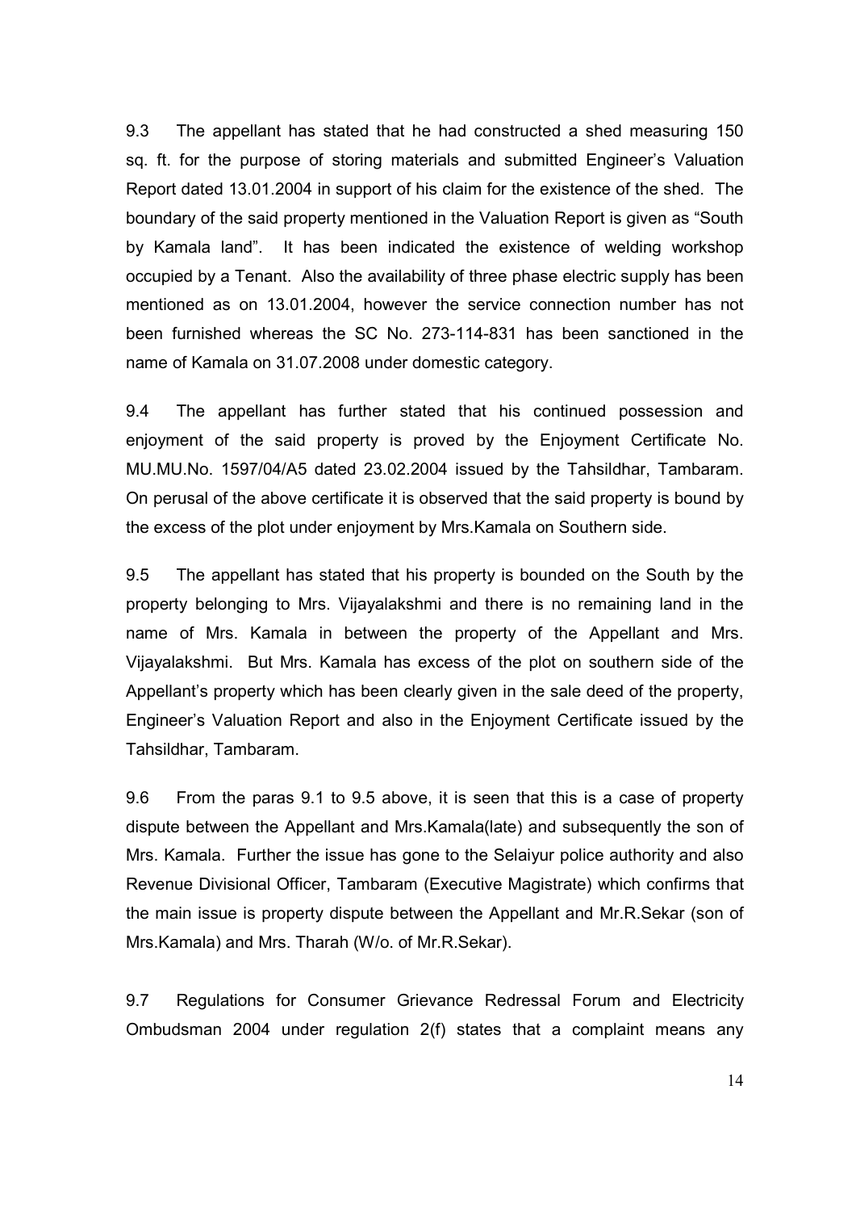9.3 The appellant has stated that he had constructed a shed measuring 150 sq. ft. for the purpose of storing materials and submitted Engineer's Valuation Report dated 13.01.2004 in support of his claim for the existence of the shed. The boundary of the said property mentioned in the Valuation Report is given as "South by Kamala land". It has been indicated the existence of welding workshop occupied by a Tenant. Also the availability of three phase electric supply has been mentioned as on 13.01.2004, however the service connection number has not been furnished whereas the SC No. 273-114-831 has been sanctioned in the name of Kamala on 31.07.2008 under domestic category.

9.4 The appellant has further stated that his continued possession and enjoyment of the said property is proved by the Enjoyment Certificate No. MU.MU.No. 1597/04/A5 dated 23.02.2004 issued by the Tahsildhar, Tambaram. On perusal of the above certificate it is observed that the said property is bound by the excess of the plot under enjoyment by Mrs.Kamala on Southern side.

9.5 The appellant has stated that his property is bounded on the South by the property belonging to Mrs. Vijayalakshmi and there is no remaining land in the name of Mrs. Kamala in between the property of the Appellant and Mrs. Vijayalakshmi. But Mrs. Kamala has excess of the plot on southern side of the Appellant's property which has been clearly given in the sale deed of the property, Engineer's Valuation Report and also in the Enjoyment Certificate issued by the Tahsildhar, Tambaram.

9.6 From the paras 9.1 to 9.5 above, it is seen that this is a case of property dispute between the Appellant and Mrs.Kamala(late) and subsequently the son of Mrs. Kamala. Further the issue has gone to the Selaiyur police authority and also Revenue Divisional Officer, Tambaram (Executive Magistrate) which confirms that the main issue is property dispute between the Appellant and Mr.R.Sekar (son of Mrs.Kamala) and Mrs. Tharah (W/o. of Mr.R.Sekar).

9.7 Regulations for Consumer Grievance Redressal Forum and Electricity Ombudsman 2004 under regulation 2(f) states that a complaint means any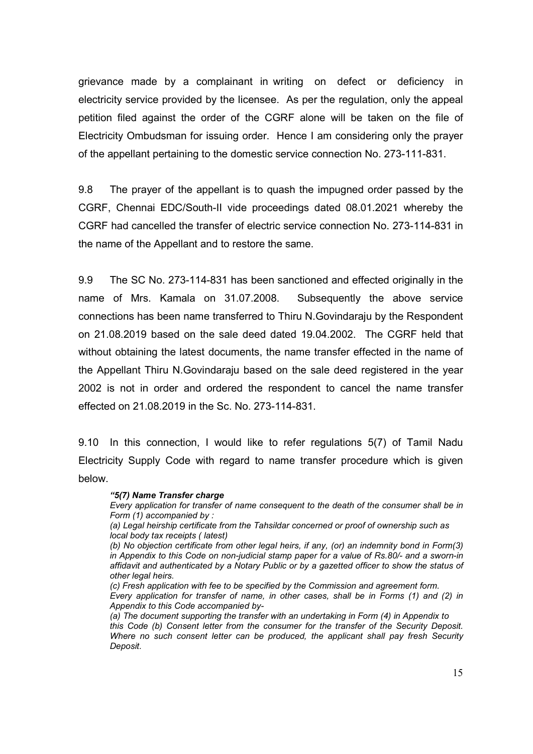grievance made by a complainant in writing on defect or deficiency in electricity service provided by the licensee. As per the regulation, only the appeal petition filed against the order of the CGRF alone will be taken on the file of Electricity Ombudsman for issuing order. Hence I am considering only the prayer of the appellant pertaining to the domestic service connection No. 273-111-831.

9.8 The prayer of the appellant is to quash the impugned order passed by the CGRF, Chennai EDC/South-II vide proceedings dated 08.01.2021 whereby the CGRF had cancelled the transfer of electric service connection No. 273-114-831 in the name of the Appellant and to restore the same.

9.9 The SC No. 273-114-831 has been sanctioned and effected originally in the name of Mrs. Kamala on 31.07.2008. Subsequently the above service connections has been name transferred to Thiru N.Govindaraju by the Respondent on 21.08.2019 based on the sale deed dated 19.04.2002. The CGRF held that without obtaining the latest documents, the name transfer effected in the name of the Appellant Thiru N.Govindaraju based on the sale deed registered in the year 2002 is not in order and ordered the respondent to cancel the name transfer effected on 21.08.2019 in the Sc. No. 273-114-831.

9.10 In this connection, I would like to refer regulations 5(7) of Tamil Nadu Electricity Supply Code with regard to name transfer procedure which is given below.

> ***"5(7) Name Transfer charge***
>
> *Every application for transfer of name consequent to the death of the consumer shall be in Form (1) accompanied by :*
>
> *(a) Legal heirship certificate from the Tahsildar concerned or proof of ownership such as local body tax receipts ( latest)*
>
> *(b) No objection certificate from other legal heirs, if any, (or) an indemnity bond in Form(3) in Appendix to this Code on non-judicial stamp paper for a value of Rs.80/- and a sworn-in affidavit and authenticated by a Notary Public or by a gazetted officer to show the status of other legal heirs.*
>
> *(c) Fresh application with fee to be specified by the Commission and agreement form.*
>
> *Every application for transfer of name, in other cases, shall be in Forms (1) and (2) in Appendix to this Code accompanied by-*
>
> *(a) The document supporting the transfer with an undertaking in Form (4) in Appendix to this Code (b) Consent letter from the consumer for the transfer of the Security Deposit. Where no such consent letter can be produced, the applicant shall pay fresh Security Deposit.*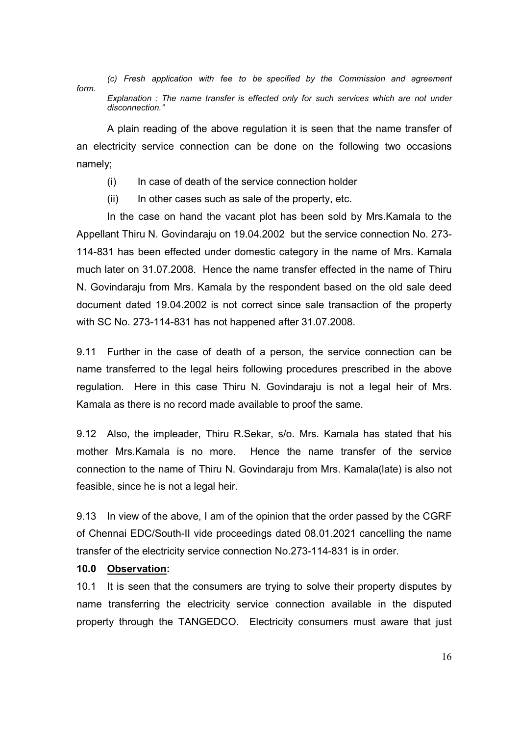*(c) Fresh application with fee to be specified by the Commission and agreement form.*

*Explanation : The name transfer is effected only for such services which are not under disconnection."*

A plain reading of the above regulation it is seen that the name transfer of an electricity service connection can be done on the following two occasions namely;

(i) In case of death of the service connection holder

(ii) In other cases such as sale of the property, etc.

In the case on hand the vacant plot has been sold by Mrs.Kamala to the Appellant Thiru N. Govindaraju on 19.04.2002 but the service connection No. 273-114-831 has been effected under domestic category in the name of Mrs. Kamala much later on 31.07.2008. Hence the name transfer effected in the name of Thiru N. Govindaraju from Mrs. Kamala by the respondent based on the old sale deed document dated 19.04.2002 is not correct since sale transaction of the property with SC No. 273-114-831 has not happened after 31.07.2008.

9.11 Further in the case of death of a person, the service connection can be name transferred to the legal heirs following procedures prescribed in the above regulation. Here in this case Thiru N. Govindaraju is not a legal heir of Mrs. Kamala as there is no record made available to proof the same.

9.12 Also, the impleader, Thiru R.Sekar, s/o. Mrs. Kamala has stated that his mother Mrs.Kamala is no more. Hence the name transfer of the service connection to the name of Thiru N. Govindaraju from Mrs. Kamala(late) is also not feasible, since he is not a legal heir.

9.13 In view of the above, I am of the opinion that the order passed by the CGRF of Chennai EDC/South-II vide proceedings dated 08.01.2021 cancelling the name transfer of the electricity service connection No.273-114-831 is in order.

**10.0 <u>Observation</u>:**

10.1 It is seen that the consumers are trying to solve their property disputes by name transferring the electricity service connection available in the disputed property through the TANGEDCO. Electricity consumers must aware that just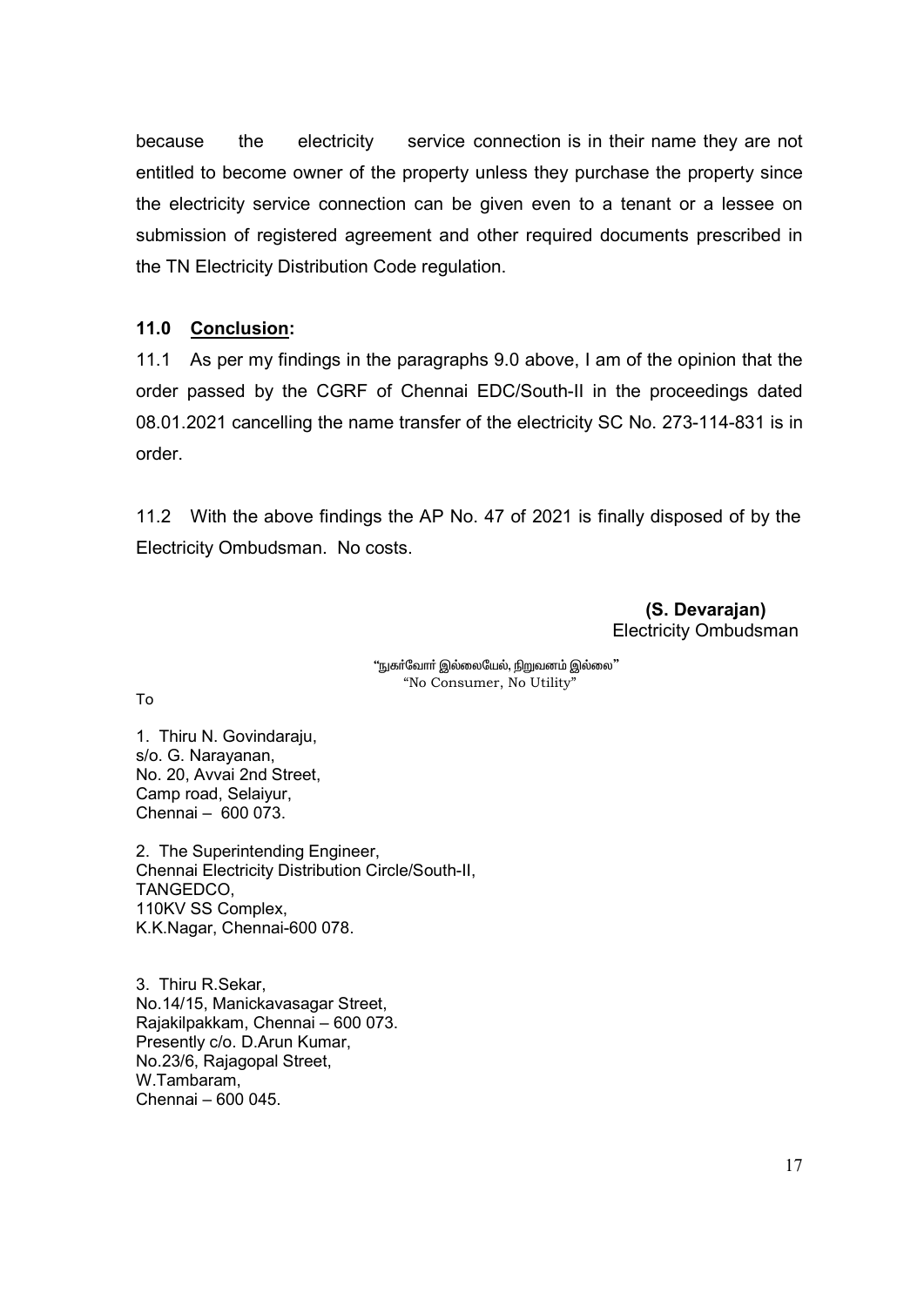because the electricity service connection is in their name they are not entitled to become owner of the property unless they purchase the property since the electricity service connection can be given even to a tenant or a lessee on submission of registered agreement and other required documents prescribed in the TN Electricity Distribution Code regulation.

## 11.0 Conclusion:

11.1 As per my findings in the paragraphs 9.0 above, I am of the opinion that the order passed by the CGRF of Chennai EDC/South-II in the proceedings dated 08.01.2021 cancelling the name transfer of the electricity SC No. 273-114-831 is in order.

11.2 With the above findings the AP No. 47 of 2021 is finally disposed of by the Electricity Ombudsman. No costs.

**(S. Devarajan)**
Electricity Ombudsman

"நுகர்வோர் இல்லையேல், நிறுவனம் இல்லை"
"No Consumer, No Utility"

To

1. Thiru N. Govindaraju,
s/o. G. Narayanan,
No. 20, Avvai 2nd Street,
Camp road, Selaiyur,
Chennai – 600 073.

2. The Superintending Engineer,
Chennai Electricity Distribution Circle/South-II,
TANGEDCO,
110KV SS Complex,
K.K.Nagar, Chennai-600 078.

3. Thiru R.Sekar,
No.14/15, Manickavasagar Street,
Rajakilpakkam, Chennai – 600 073.
Presently c/o. D.Arun Kumar,
No.23/6, Rajagopal Street,
W.Tambaram,
Chennai – 600 045.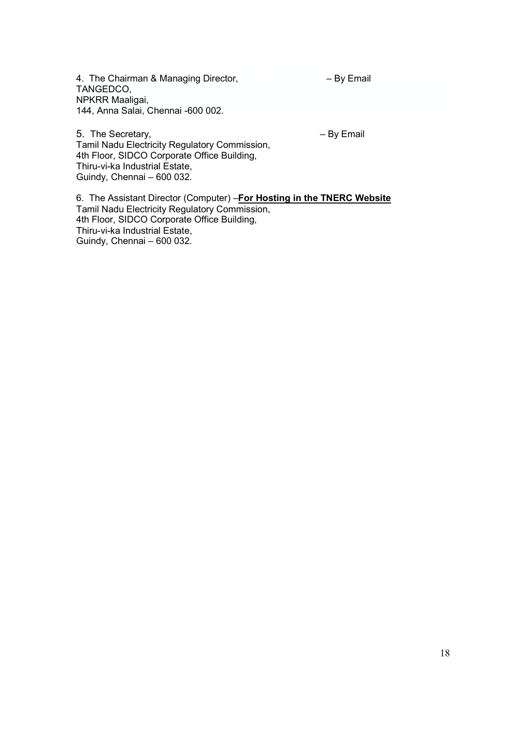4. The Chairman & Managing Director, – By Email
TANGEDCO,
NPKRR Maaligai,
144, Anna Salai, Chennai -600 002.

5. The Secretary, – By Email
Tamil Nadu Electricity Regulatory Commission,
4th Floor, SIDCO Corporate Office Building,
Thiru-vi-ka Industrial Estate,
Guindy, Chennai – 600 032.

6. The Assistant Director (Computer) –**For Hosting in the TNERC Website**
Tamil Nadu Electricity Regulatory Commission,
4th Floor, SIDCO Corporate Office Building,
Thiru-vi-ka Industrial Estate,
Guindy, Chennai – 600 032.